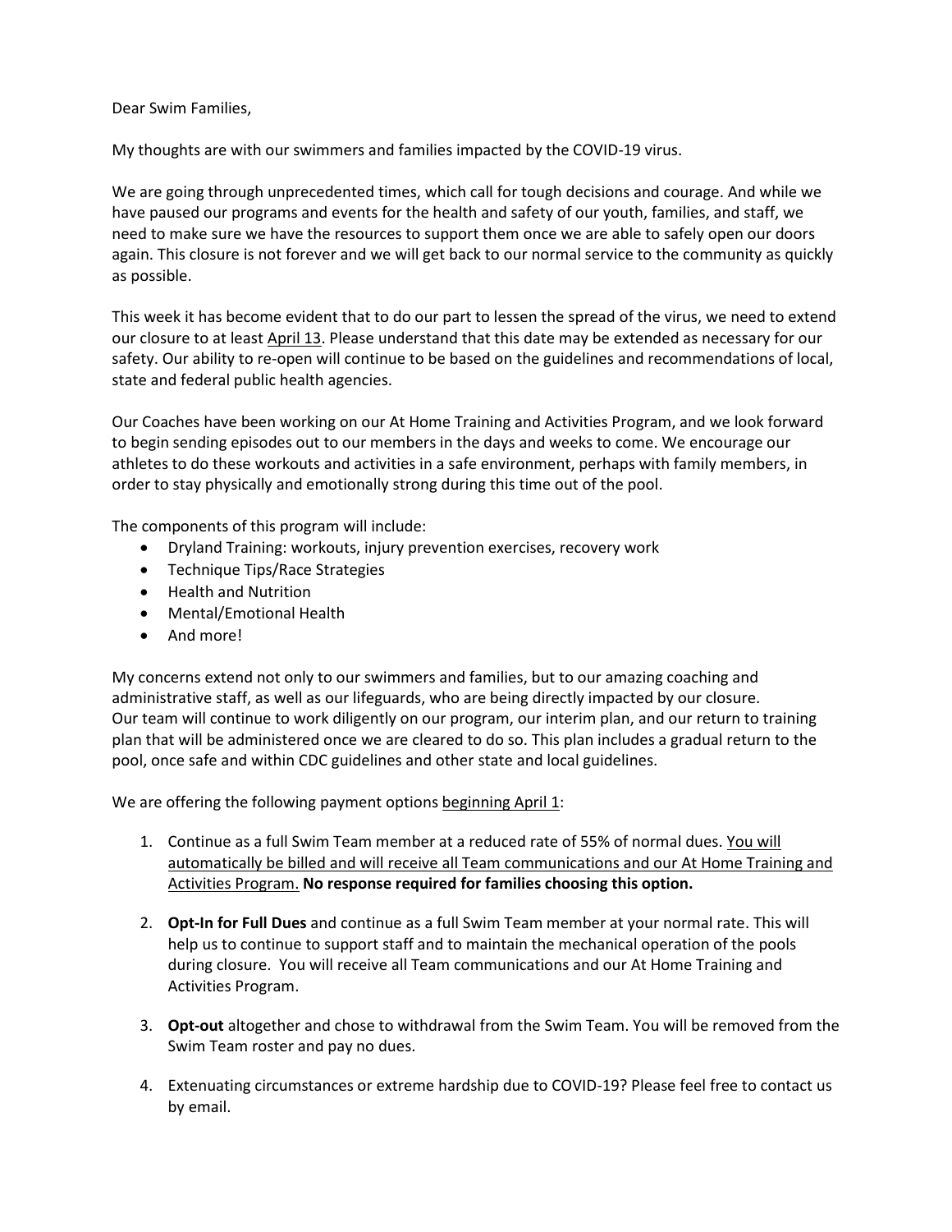Dear Swim Families,

My thoughts are with our swimmers and families impacted by the COVID-19 virus.

We are going through unprecedented times, which call for tough decisions and courage. And while we have paused our programs and events for the health and safety of our youth, families, and staff, we need to make sure we have the resources to support them once we are able to safely open our doors again. This closure is not forever and we will get back to our normal service to the community as quickly as possible.

This week it has become evident that to do our part to lessen the spread of the virus, we need to extend our closure to at least <u>April 13</u>. Please understand that this date may be extended as necessary for our safety. Our ability to re-open will continue to be based on the guidelines and recommendations of local, state and federal public health agencies.

Our Coaches have been working on our At Home Training and Activities Program, and we look forward to begin sending episodes out to our members in the days and weeks to come. We encourage our athletes to do these workouts and activities in a safe environment, perhaps with family members, in order to stay physically and emotionally strong during this time out of the pool.

The components of this program will include:

- Dryland Training: workouts, injury prevention exercises, recovery work
- Technique Tips/Race Strategies
- Health and Nutrition
- Mental/Emotional Health
- And more!

My concerns extend not only to our swimmers and families, but to our amazing coaching and administrative staff, as well as our lifeguards, who are being directly impacted by our closure. Our team will continue to work diligently on our program, our interim plan, and our return to training plan that will be administered once we are cleared to do so. This plan includes a gradual return to the pool, once safe and within CDC guidelines and other state and local guidelines.

We are offering the following payment options <u>beginning April 1</u>:

1. Continue as a full Swim Team member at a reduced rate of 55% of normal dues. <u>You will automatically be billed and will receive all Team communications and our At Home Training and Activities Program.</u> **No response required for families choosing this option.**

2. **Opt-In for Full Dues** and continue as a full Swim Team member at your normal rate. This will help us to continue to support staff and to maintain the mechanical operation of the pools during closure. You will receive all Team communications and our At Home Training and Activities Program.

3. **Opt-out** altogether and chose to withdrawal from the Swim Team. You will be removed from the Swim Team roster and pay no dues.

4. Extenuating circumstances or extreme hardship due to COVID-19? Please feel free to contact us by email.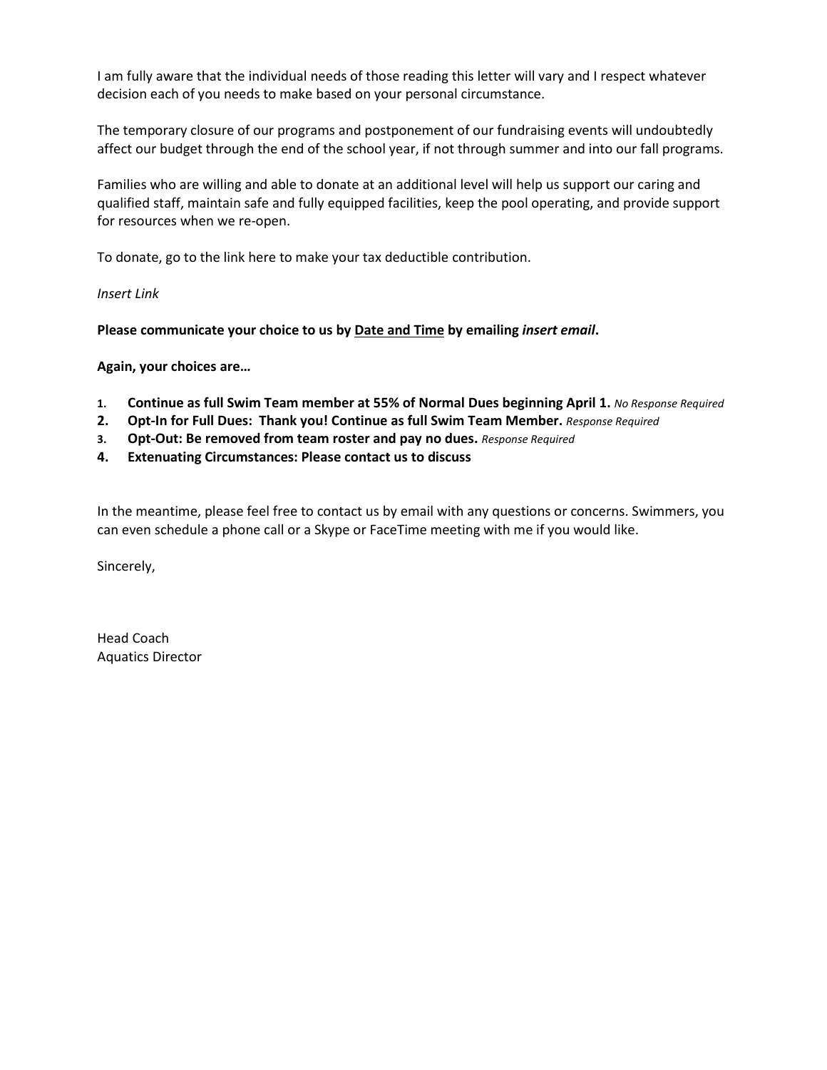I am fully aware that the individual needs of those reading this letter will vary and I respect whatever decision each of you needs to make based on your personal circumstance.

The temporary closure of our programs and postponement of our fundraising events will undoubtedly affect our budget through the end of the school year, if not through summer and into our fall programs.

Families who are willing and able to donate at an additional level will help us support our caring and qualified staff, maintain safe and fully equipped facilities, keep the pool operating, and provide support for resources when we re-open.

To donate, go to the link here to make your tax deductible contribution.

*Insert Link*

**Please communicate your choice to us by <u>Date and Time</u> by emailing *insert email*.**

**Again, your choices are…**

1. **Continue as full Swim Team member at 55% of Normal Dues beginning April 1.** *No Response Required*
2. **Opt-In for Full Dues: Thank you! Continue as full Swim Team Member.** *Response Required*
3. **Opt-Out: Be removed from team roster and pay no dues.** *Response Required*
4. **Extenuating Circumstances: Please contact us to discuss**

In the meantime, please feel free to contact us by email with any questions or concerns. Swimmers, you can even schedule a phone call or a Skype or FaceTime meeting with me if you would like.

Sincerely,

Head Coach
Aquatics Director